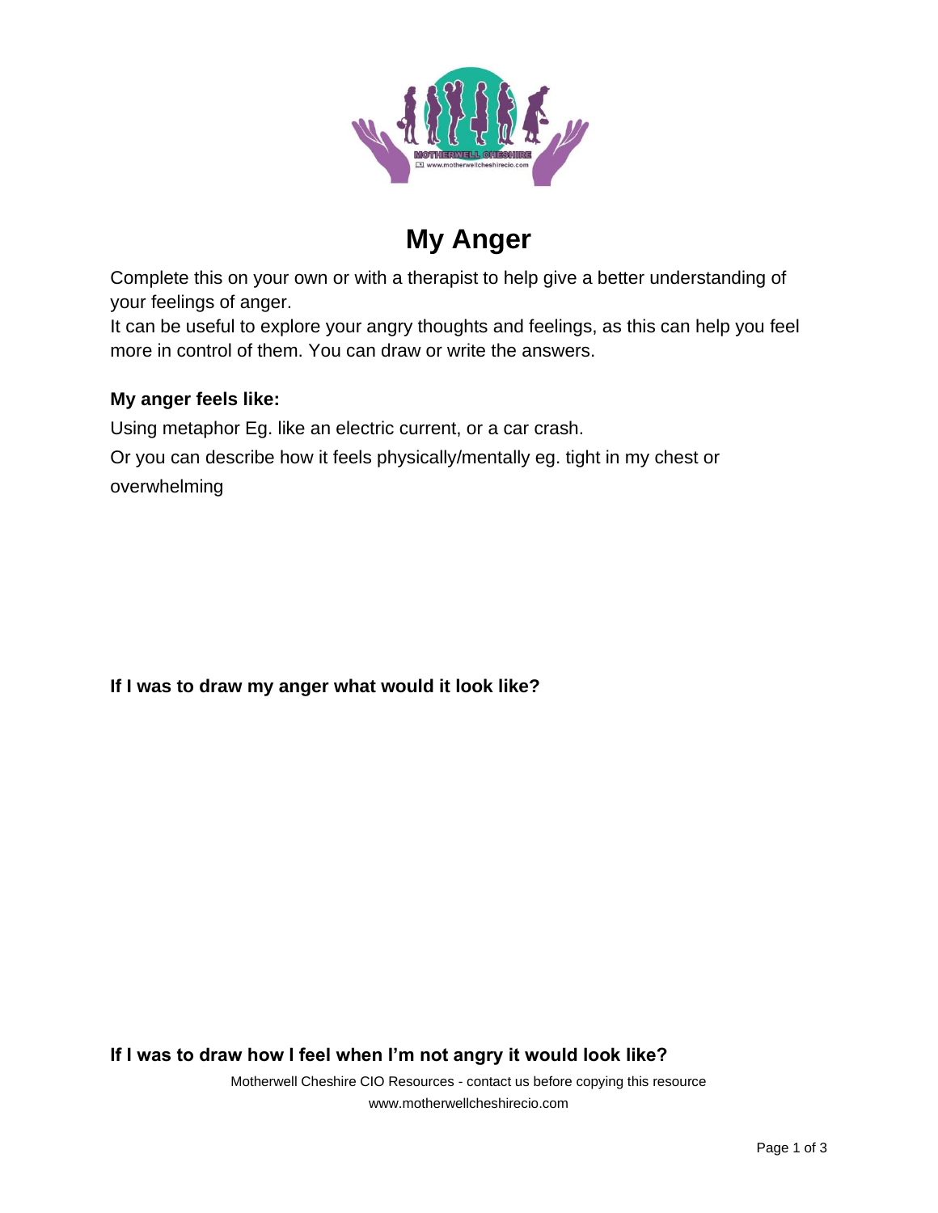# My Anger

Complete this on your own or with a therapist to help give a better understanding of your feelings of anger.
It can be useful to explore your angry thoughts and feelings, as this can help you feel more in control of them. You can draw or write the answers.

**My anger feels like:**

Using metaphor Eg. like an electric current, or a car crash.

Or you can describe how it feels physically/mentally eg. tight in my chest or overwhelming

**If I was to draw my anger what would it look like?**

**If I was to draw how I feel when I'm not angry it would look like?**

Motherwell Cheshire CIO Resources - contact us before copying this resource
www.motherwellcheshirecio.com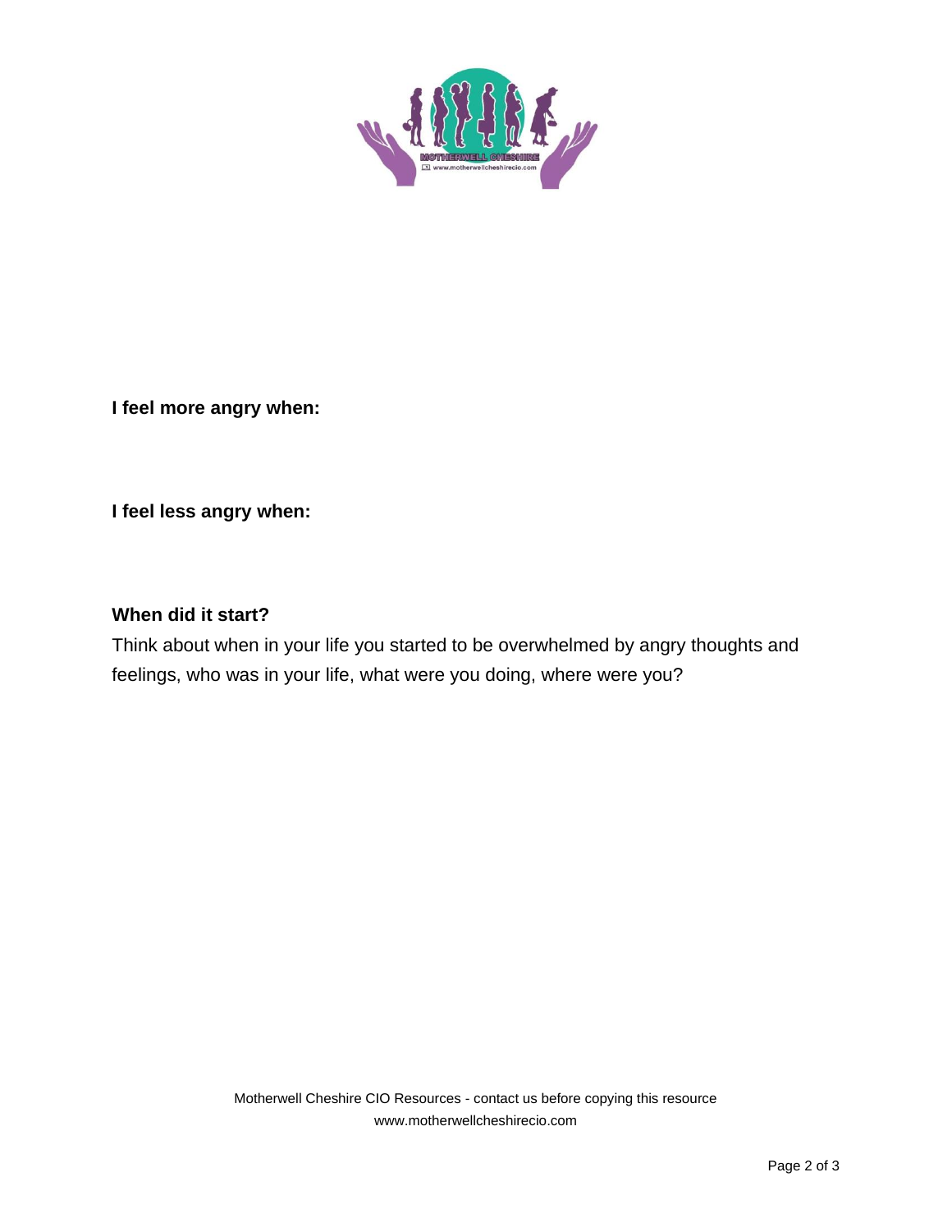**I feel more angry when:**

**I feel less angry when:**

**When did it start?**

Think about when in your life you started to be overwhelmed by angry thoughts and feelings, who was in your life, what were you doing, where were you?

Motherwell Cheshire CIO Resources - contact us before copying this resource
www.motherwellcheshirecio.com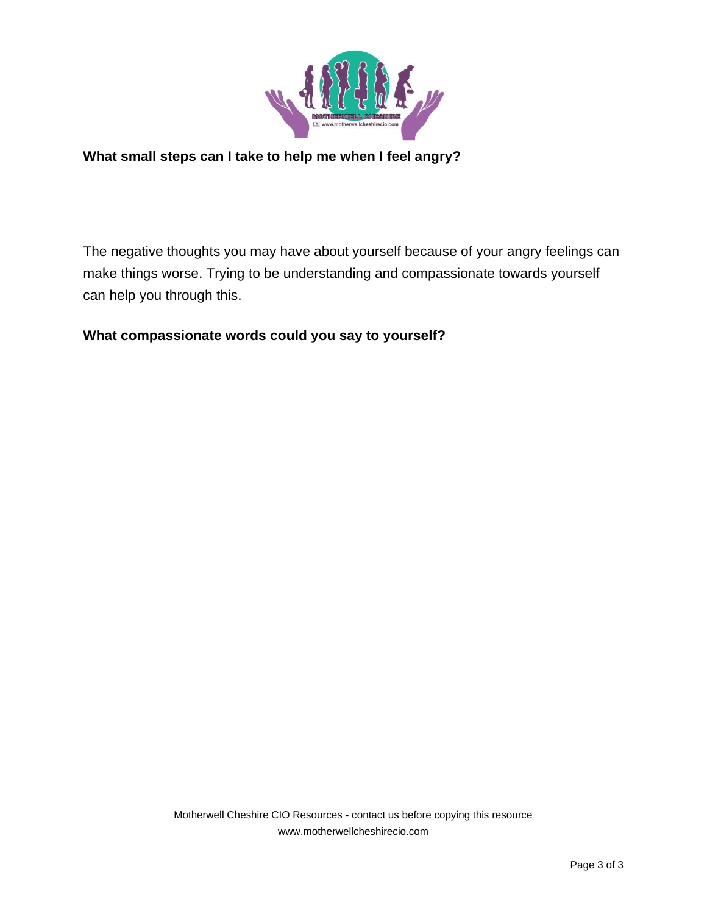**What small steps can I take to help me when I feel angry?**

The negative thoughts you may have about yourself because of your angry feelings can make things worse. Trying to be understanding and compassionate towards yourself can help you through this.

**What compassionate words could you say to yourself?**